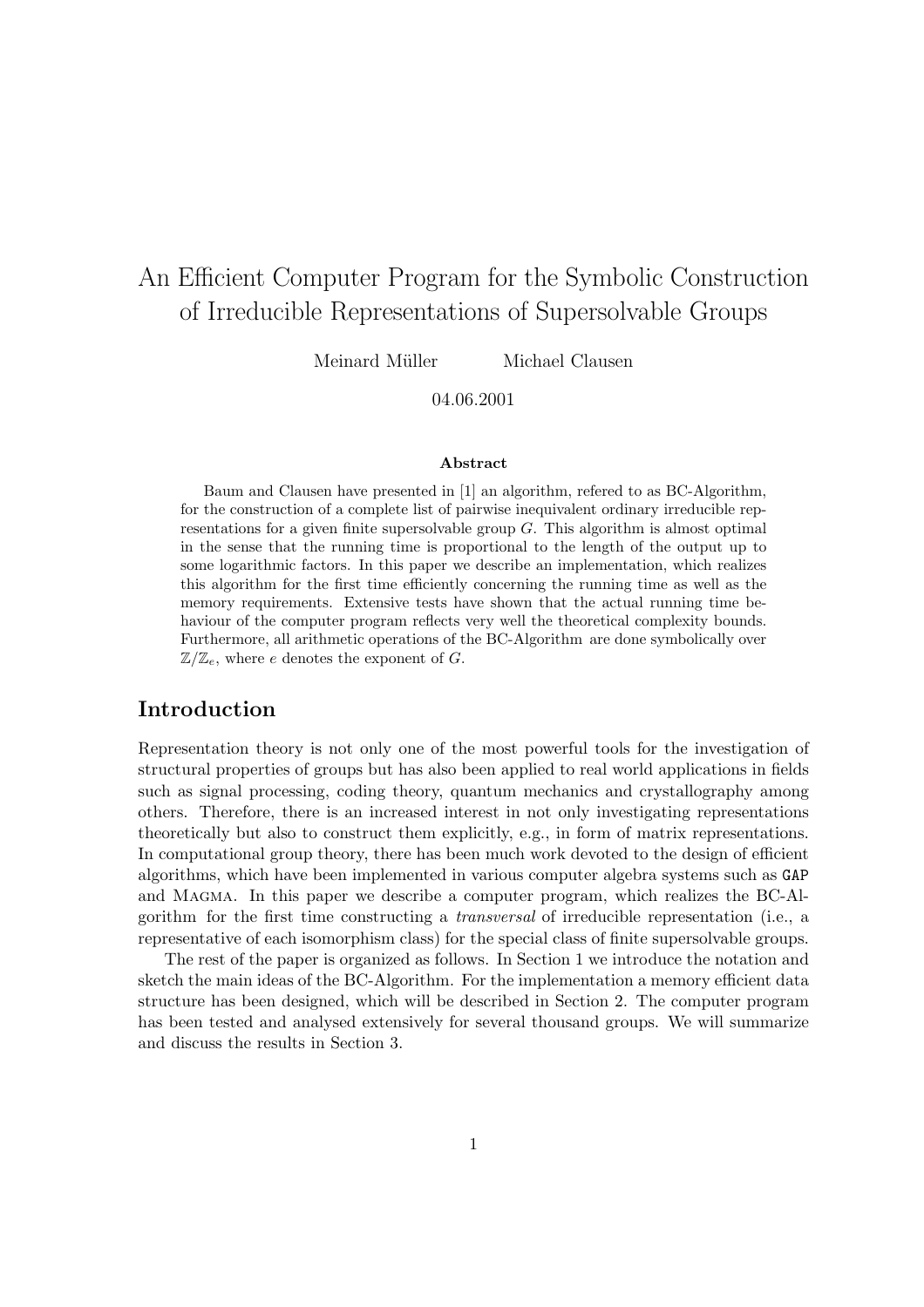# An Efficient Computer Program for the Symbolic Construction of Irreducible Representations of Supersolvable Groups

Meinard Müller  Michael Clausen

04.06.2001

### Abstract

Baum and Clausen have presented in [1] an algorithm, refered to as BC-Algorithm, for the construction of a complete list of pairwise inequivalent ordinary irreducible representations for a given finite supersolvable group $G$. This algorithm is almost optimal in the sense that the running time is proportional to the length of the output up to some logarithmic factors. In this paper we describe an implementation, which realizes this algorithm for the first time efficiently concerning the running time as well as the memory requirements. Extensive tests have shown that the actual running time behaviour of the computer program reflects very well the theoretical complexity bounds. Furthermore, all arithmetic operations of the BC-Algorithm are done symbolically over $\mathbb{Z}/\mathbb{Z}_e$, where $e$ denotes the exponent of $G$.

## Introduction

Representation theory is not only one of the most powerful tools for the investigation of structural properties of groups but has also been applied to real world applications in fields such as signal processing, coding theory, quantum mechanics and crystallography among others. Therefore, there is an increased interest in not only investigating representations theoretically but also to construct them explicitly, e.g., in form of matrix representations. In computational group theory, there has been much work devoted to the design of efficient algorithms, which have been implemented in various computer algebra systems such as GAP and Magma. In this paper we describe a computer program, which realizes the BC-Algorithm for the first time constructing a *transversal* of irreducible representation (i.e., a representative of each isomorphism class) for the special class of finite supersolvable groups.

The rest of the paper is organized as follows. In Section 1 we introduce the notation and sketch the main ideas of the BC-Algorithm. For the implementation a memory efficient data structure has been designed, which will be described in Section 2. The computer program has been tested and analysed extensively for several thousand groups. We will summarize and discuss the results in Section 3.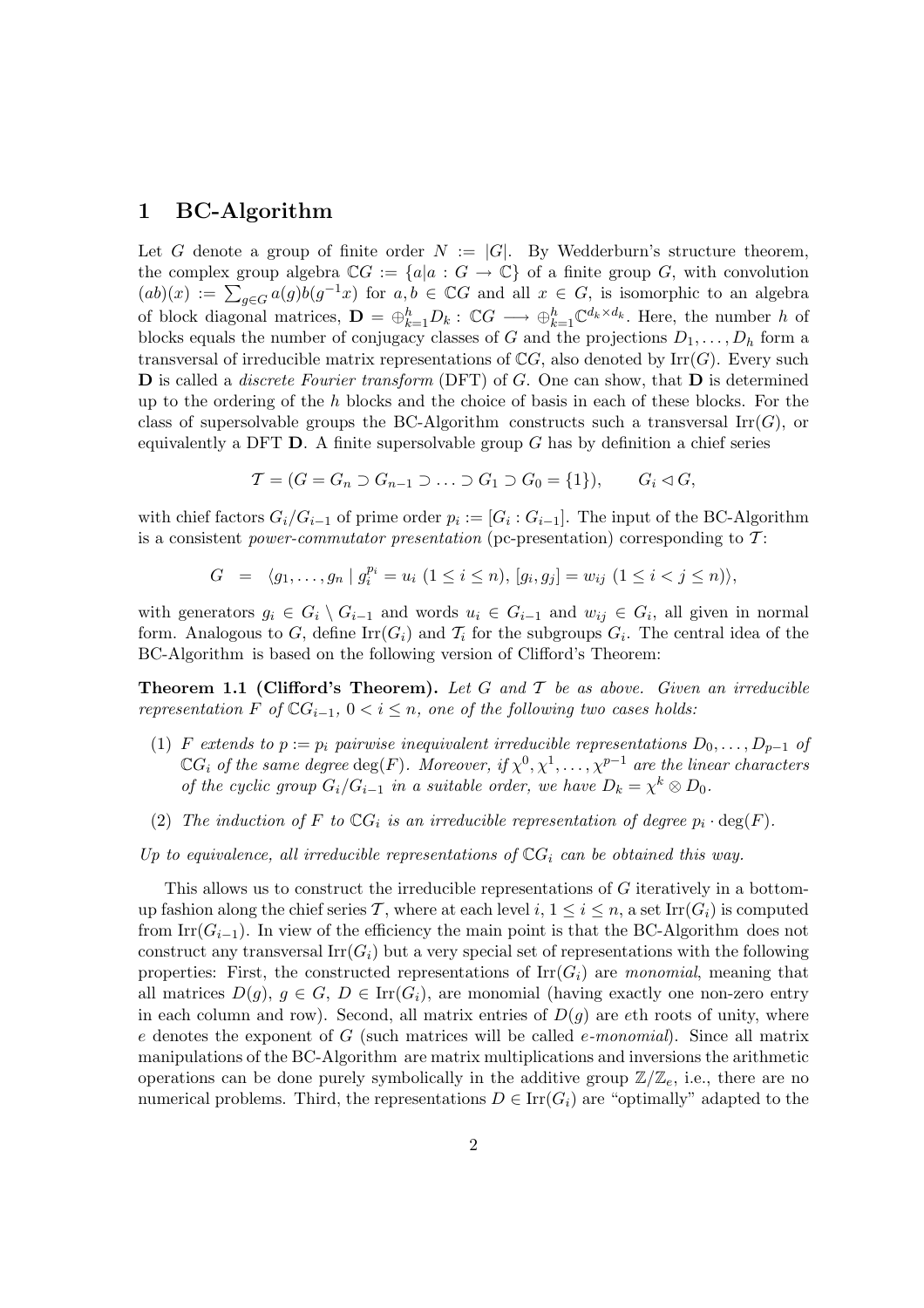# 1 BC-Algorithm

Let $G$ denote a group of finite order $N := |G|$. By Wedderburn's structure theorem, the complex group algebra $\mathbb{C}G := \{a | a : G \to \mathbb{C}\}$ of a finite group $G$, with convolution $(ab)(x) := \sum_{g \in G} a(g)b(g^{-1}x)$ for $a, b \in \mathbb{C}G$ and all $x \in G$, is isomorphic to an algebra of block diagonal matrices, $\mathbf{D} = \oplus_{k=1}^{h} D_k : \mathbb{C}G \longrightarrow \oplus_{k=1}^{h} \mathbb{C}^{d_k \times d_k}$. Here, the number $h$ of blocks equals the number of conjugacy classes of $G$ and the projections $D_1, \ldots, D_h$ form a transversal of irreducible matrix representations of $\mathbb{C}G$, also denoted by $\mathrm{Irr}(G)$. Every such $\mathbf{D}$ is called a *discrete Fourier transform* (DFT) of $G$. One can show, that $\mathbf{D}$ is determined up to the ordering of the $h$ blocks and the choice of basis in each of these blocks. For the class of supersolvable groups the BC-Algorithm constructs such a transversal $\mathrm{Irr}(G)$, or equivalently a DFT $\mathbf{D}$. A finite supersolvable group $G$ has by definition a chief series

$$\mathcal{T} = (G = G_n \supset G_{n-1} \supset \ldots \supset G_1 \supset G_0 = \{1\}), \qquad G_i \lhd G,$$

with chief factors $G_i/G_{i-1}$ of prime order $p_i := [G_i : G_{i-1}]$. The input of the BC-Algorithm is a consistent *power-commutator presentation* (pc-presentation) corresponding to $\mathcal{T}$:

$$G \;\; = \;\; \langle g_1, \ldots, g_n \mid g_i^{p_i} = u_i \ (1 \le i \le n),\ [g_i, g_j] = w_{ij} \ (1 \le i < j \le n) \rangle,$$

with generators $g_i \in G_i \setminus G_{i-1}$ and words $u_i \in G_{i-1}$ and $w_{ij} \in G_i$, all given in normal form. Analogous to $G$, define $\mathrm{Irr}(G_i)$ and $\mathcal{T}_i$ for the subgroups $G_i$. The central idea of the BC-Algorithm is based on the following version of Clifford's Theorem:

**Theorem 1.1 (Clifford's Theorem).** *Let $G$ and $\mathcal{T}$ be as above. Given an irreducible representation $F$ of $\mathbb{C}G_{i-1}$, $0 < i \le n$, one of the following two cases holds:*

1. *$F$ extends to $p := p_i$ pairwise inequivalent irreducible representations $D_0, \ldots, D_{p-1}$ of $\mathbb{C}G_i$ of the same degree $\deg(F)$. Moreover, if $\chi^0, \chi^1, \ldots, \chi^{p-1}$ are the linear characters of the cyclic group $G_i/G_{i-1}$ in a suitable order, we have $D_k = \chi^k \otimes D_0$.*

2. *The induction of $F$ to $\mathbb{C}G_i$ is an irreducible representation of degree $p_i \cdot \deg(F)$.*

*Up to equivalence, all irreducible representations of $\mathbb{C}G_i$ can be obtained this way.*

This allows us to construct the irreducible representations of $G$ iteratively in a bottom-up fashion along the chief series $\mathcal{T}$, where at each level $i$, $1 \le i \le n$, a set $\mathrm{Irr}(G_i)$ is computed from $\mathrm{Irr}(G_{i-1})$. In view of the efficiency the main point is that the BC-Algorithm does not construct any transversal $\mathrm{Irr}(G_i)$ but a very special set of representations with the following properties: First, the constructed representations of $\mathrm{Irr}(G_i)$ are *monomial*, meaning that all matrices $D(g)$, $g \in G$, $D \in \mathrm{Irr}(G_i)$, are monomial (having exactly one non-zero entry in each column and row). Second, all matrix entries of $D(g)$ are $e$th roots of unity, where $e$ denotes the exponent of $G$ (such matrices will be called *$e$-monomial*). Since all matrix manipulations of the BC-Algorithm are matrix multiplications and inversions the arithmetic operations can be done purely symbolically in the additive group $\mathbb{Z}/\mathbb{Z}_e$, i.e., there are no numerical problems. Third, the representations $D \in \mathrm{Irr}(G_i)$ are "optimally" adapted to the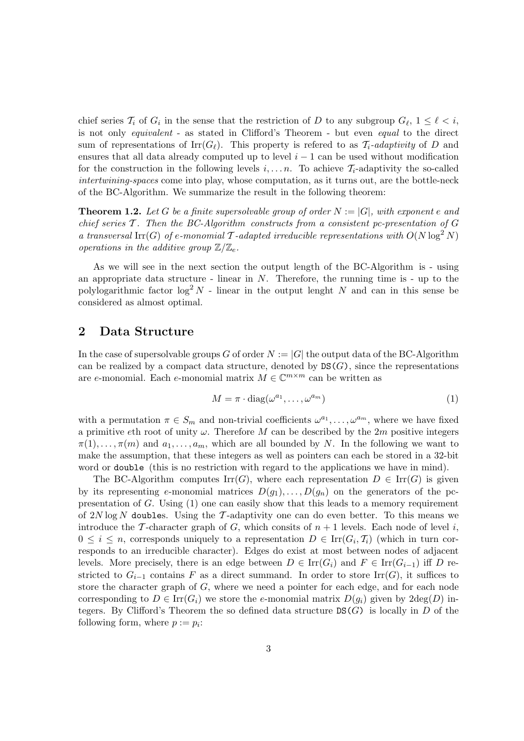chief series $\mathcal{T}_i$ of $G_i$ in the sense that the restriction of $D$ to any subgroup $G_\ell$, $1 \le \ell < i$, is not only *equivalent* - as stated in Clifford's Theorem - but even *equal* to the direct sum of representations of $\mathrm{Irr}(G_\ell)$. This property is refered to as $\mathcal{T}_i$*-adaptivity* of $D$ and ensures that all data already computed up to level $i-1$ can be used without modification for the construction in the following levels $i, \ldots n$. To achieve $\mathcal{T}_i$-adaptivity the so-called *intertwining-spaces* come into play, whose computation, as it turns out, are the bottle-neck of the BC-Algorithm. We summarize the result in the following theorem:

**Theorem 1.2.** *Let $G$ be a finite supersolvable group of order $N := |G|$, with exponent $e$ and chief series $\mathcal{T}$. Then the BC-Algorithm constructs from a consistent pc-presentation of $G$ a transversal $\mathrm{Irr}(G)$ of $e$-monomial $\mathcal{T}$-adapted irreducible representations with $O(N \log^2 N)$ operations in the additive group $\mathbb{Z}/\mathbb{Z}_e$.*

As we will see in the next section the output length of the BC-Algorithm is - using an appropriate data structure - linear in $N$. Therefore, the running time is - up to the polylogarithmic factor $\log^2 N$ - linear in the output lenght $N$ and can in this sense be considered as almost optimal.

## 2 Data Structure

In the case of supersolvable groups $G$ of order $N := |G|$ the output data of the BC-Algorithm can be realized by a compact data structure, denoted by `DS(G)`, since the representations are $e$-monomial. Each $e$-monomial matrix $M \in \mathbb{C}^{m \times m}$ can be written as

$$M = \pi \cdot \mathrm{diag}(\omega^{a_1}, \ldots, \omega^{a_m}) \tag{1}$$

with a permutation $\pi \in S_m$ and non-trivial coefficients $\omega^{a_1}, \ldots, \omega^{a_m}$, where we have fixed a primitive $e$th root of unity $\omega$. Therefore $M$ can be described by the $2m$ positive integers $\pi(1), \ldots, \pi(m)$ and $a_1, \ldots, a_m$, which are all bounded by $N$. In the following we want to make the assumption, that these integers as well as pointers can each be stored in a 32-bit word or `double` (this is no restriction with regard to the applications we have in mind).

The BC-Algorithm computes $\mathrm{Irr}(G)$, where each representation $D \in \mathrm{Irr}(G)$ is given by its representing $e$-monomial matrices $D(g_1), \ldots, D(g_n)$ on the generators of the pc-presentation of $G$. Using (1) one can easily show that this leads to a memory requirement of $2N \log N$ `double`s. Using the $\mathcal{T}$-adaptivity one can do even better. To this means we introduce the $\mathcal{T}$-character graph of $G$, which consits of $n+1$ levels. Each node of level $i$, $0 \le i \le n$, corresponds uniquely to a representation $D \in \mathrm{Irr}(G_i, \mathcal{T}_i)$ (which in turn corresponds to an irreducible character). Edges do exist at most between nodes of adjacent levels. More precisely, there is an edge between $D \in \mathrm{Irr}(G_i)$ and $F \in \mathrm{Irr}(G_{i-1})$ iff $D$ restricted to $G_{i-1}$ contains $F$ as a direct summand. In order to store $\mathrm{Irr}(G)$, it suffices to store the character graph of $G$, where we need a pointer for each edge, and for each node corresponding to $D \in \mathrm{Irr}(G_i)$ we store the $e$-monomial matrix $D(g_i)$ given by $2\deg(D)$ integers. By Clifford's Theorem the so defined data structure `DS(G)` is locally in $D$ of the following form, where $p := p_i$: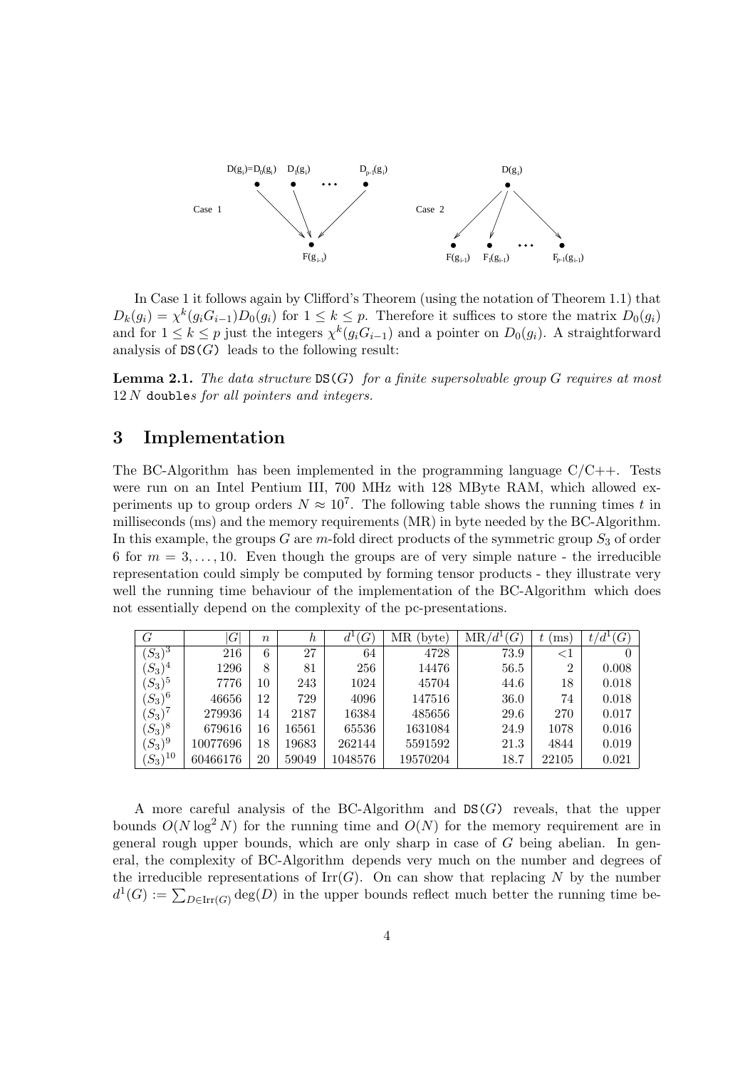Case 1

Case 2

In Case 1 it follows again by Clifford's Theorem (using the notation of Theorem 1.1) that $D_k(g_i) = \chi^k(g_i G_{i-1}) D_0(g_i)$ for $1 \le k \le p$. Therefore it suffices to store the matrix $D_0(g_i)$ and for $1 \le k \le p$ just the integers $\chi^k(g_i G_{i-1})$ and a pointer on $D_0(g_i)$. A straightforward analysis of DS($G$) leads to the following result:

**Lemma 2.1.** *The data structure* DS($G$) *for a finite supersolvable group $G$ requires at most* $12\,N$ doubles *for all pointers and integers.*

## 3 Implementation

The BC-Algorithm has been implemented in the programming language C/C++. Tests were run on an Intel Pentium III, 700 MHz with 128 MByte RAM, which allowed experiments up to group orders $N \approx 10^7$. The following table shows the running times $t$ in milliseconds (ms) and the memory requirements (MR) in byte needed by the BC-Algorithm. In this example, the groups $G$ are $m$-fold direct products of the symmetric group $S_3$ of order 6 for $m = 3, \ldots, 10$. Even though the groups are of very simple nature - the irreducible representation could simply be computed by forming tensor products - they illustrate very well the running time behaviour of the implementation of the BC-Algorithm which does not essentially depend on the complexity of the pc-presentations.

| $G$ | $\lvert G \rvert$ | $n$ | $h$ | $d^1(G)$ | MR (byte) | MR$/d^1(G)$ | $t$ (ms) | $t/d^1(G)$ |
|---|---|---|---|---|---|---|---|---|
| $(S_3)^3$ | 216 | 6 | 27 | 64 | 4728 | 73.9 | <1 | 0 |
| $(S_3)^4$ | 1296 | 8 | 81 | 256 | 14476 | 56.5 | 2 | 0.008 |
| $(S_3)^5$ | 7776 | 10 | 243 | 1024 | 45704 | 44.6 | 18 | 0.018 |
| $(S_3)^6$ | 46656 | 12 | 729 | 4096 | 147516 | 36.0 | 74 | 0.018 |
| $(S_3)^7$ | 279936 | 14 | 2187 | 16384 | 485656 | 29.6 | 270 | 0.017 |
| $(S_3)^8$ | 679616 | 16 | 16561 | 65536 | 1631084 | 24.9 | 1078 | 0.016 |
| $(S_3)^9$ | 10077696 | 18 | 19683 | 262144 | 5591592 | 21.3 | 4844 | 0.019 |
| $(S_3)^{10}$ | 60466176 | 20 | 59049 | 1048576 | 19570204 | 18.7 | 22105 | 0.021 |

A more careful analysis of the BC-Algorithm and DS($G$) reveals, that the upper bounds $O(N \log^2 N)$ for the running time and $O(N)$ for the memory requirement are in general rough upper bounds, which are only sharp in case of $G$ being abelian. In general, the complexity of BC-Algorithm depends very much on the number and degrees of the irreducible representations of $\mathrm{Irr}(G)$. On can show that replacing $N$ by the number $d^1(G) := \sum_{D \in \mathrm{Irr}(G)} \deg(D)$ in the upper bounds reflect much better the running time be-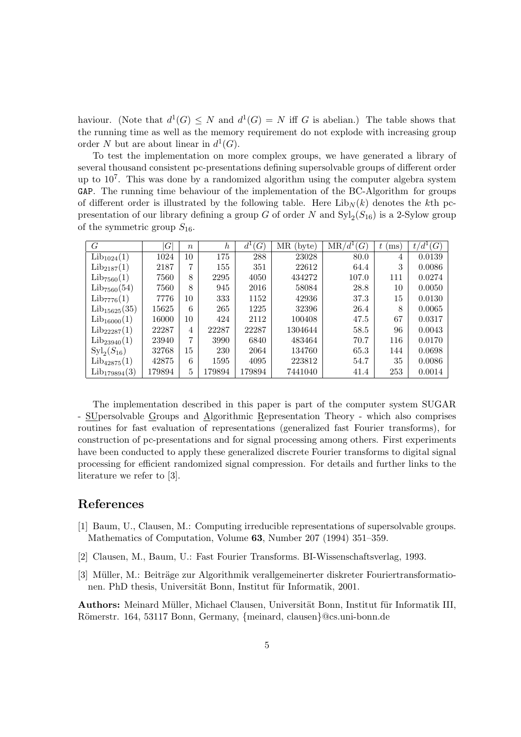haviour. (Note that $d^1(G) \leq N$ and $d^1(G) = N$ iff $G$ is abelian.) The table shows that the running time as well as the memory requirement do not explode with increasing group order $N$ but are about linear in $d^1(G)$.

To test the implementation on more complex groups, we have generated a library of several thousand consistent pc-presentations defining supersolvable groups of different order up to $10^7$. This was done by a randomized algorithm using the computer algebra system GAP. The running time behaviour of the implementation of the BC-Algorithm for groups of different order is illustrated by the following table. Here $\mathrm{Lib}_N(k)$ denotes the $k$th pc-presentation of our library defining a group $G$ of order $N$ and $\mathrm{Syl}_2(S_{16})$ is a 2-Sylow group of the symmetric group $S_{16}$.

| $G$ | $\lvert G\rvert$ | $n$ | $h$ | $d^1(G)$ | MR (byte) | MR$/d^1(G)$ | $t$ (ms) | $t/d^1(G)$ |
|---|---|---|---|---|---|---|---|---|
| $\mathrm{Lib}_{1024}(1)$ | 1024 | 10 | 175 | 288 | 23028 | 80.0 | 4 | 0.0139 |
| $\mathrm{Lib}_{2187}(1)$ | 2187 | 7 | 155 | 351 | 22612 | 64.4 | 3 | 0.0086 |
| $\mathrm{Lib}_{7560}(1)$ | 7560 | 8 | 2295 | 4050 | 434272 | 107.0 | 111 | 0.0274 |
| $\mathrm{Lib}_{7560}(54)$ | 7560 | 8 | 945 | 2016 | 58084 | 28.8 | 10 | 0.0050 |
| $\mathrm{Lib}_{7776}(1)$ | 7776 | 10 | 333 | 1152 | 42936 | 37.3 | 15 | 0.0130 |
| $\mathrm{Lib}_{15625}(35)$ | 15625 | 6 | 265 | 1225 | 32396 | 26.4 | 8 | 0.0065 |
| $\mathrm{Lib}_{16000}(1)$ | 16000 | 10 | 424 | 2112 | 100408 | 47.5 | 67 | 0.0317 |
| $\mathrm{Lib}_{22287}(1)$ | 22287 | 4 | 22287 | 22287 | 1304644 | 58.5 | 96 | 0.0043 |
| $\mathrm{Lib}_{23940}(1)$ | 23940 | 7 | 3990 | 6840 | 483464 | 70.7 | 116 | 0.0170 |
| $\mathrm{Syl}_2(S_{16})$ | 32768 | 15 | 230 | 2064 | 134760 | 65.3 | 144 | 0.0698 |
| $\mathrm{Lib}_{42875}(1)$ | 42875 | 6 | 1595 | 4095 | 223812 | 54.7 | 35 | 0.0086 |
| $\mathrm{Lib}_{179894}(3)$ | 179894 | 5 | 179894 | 179894 | 7441040 | 41.4 | 253 | 0.0014 |

The implementation described in this paper is part of the computer system SUGAR - SUpersolvable Groups and Algorithmic Representation Theory - which also comprises routines for fast evaluation of representations (generalized fast Fourier transforms), for construction of pc-presentations and for signal processing among others. First experiments have been conducted to apply these generalized discrete Fourier transforms to digital signal processing for efficient randomized signal compression. For details and further links to the literature we refer to [3].

## References

[1] Baum, U., Clausen, M.: Computing irreducible representations of supersolvable groups. Mathematics of Computation, Volume **63**, Number 207 (1994) 351–359.

[2] Clausen, M., Baum, U.: Fast Fourier Transforms. BI-Wissenschaftsverlag, 1993.

[3] Müller, M.: Beiträge zur Algorithmik verallgemeinerter diskreter Fouriertransformationen. PhD thesis, Universität Bonn, Institut für Informatik, 2001.

**Authors:** Meinard Müller, Michael Clausen, Universität Bonn, Institut für Informatik III, Römerstr. 164, 53117 Bonn, Germany, {meinard, clausen}@cs.uni-bonn.de